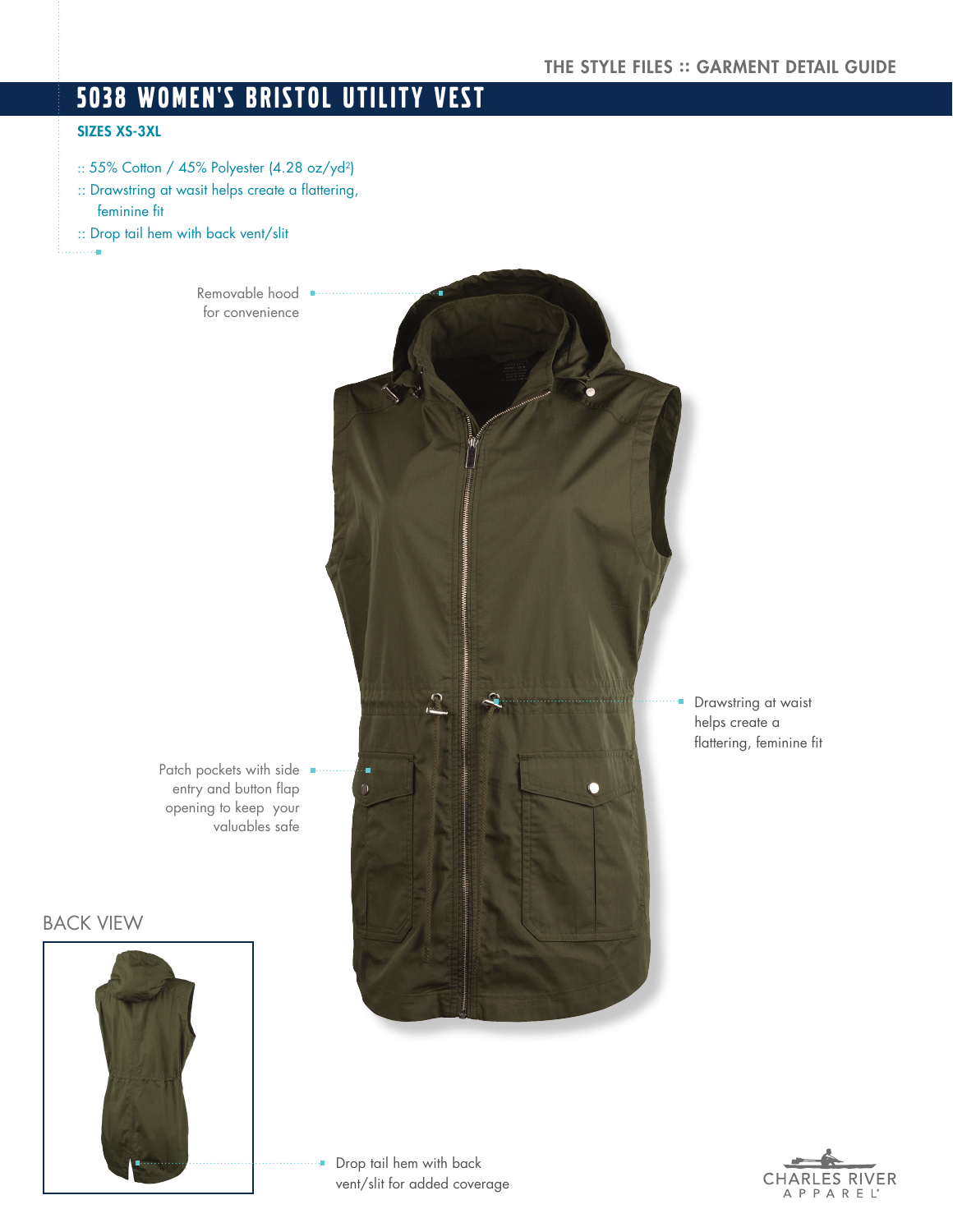THE STYLE FILES :: GARMENT DETAIL GUIDE

# 5038 WOMEN'S BRISTOL UTILITY VEST

**SIZES XS-3XL**

- 55% Cotton / 45% Polyester (4.28 oz/yd²)
- Drawstring at wasit helps create a flattering, feminine fit
- Drop tail hem with back vent/slit

Removable hood for convenience

Drawstring at waist helps create a flattering, feminine fit

Patch pockets with side entry and button flap opening to keep your valuables safe

BACK VIEW

Drop tail hem with back vent/slit for added coverage

CHARLES RIVER APPAREL®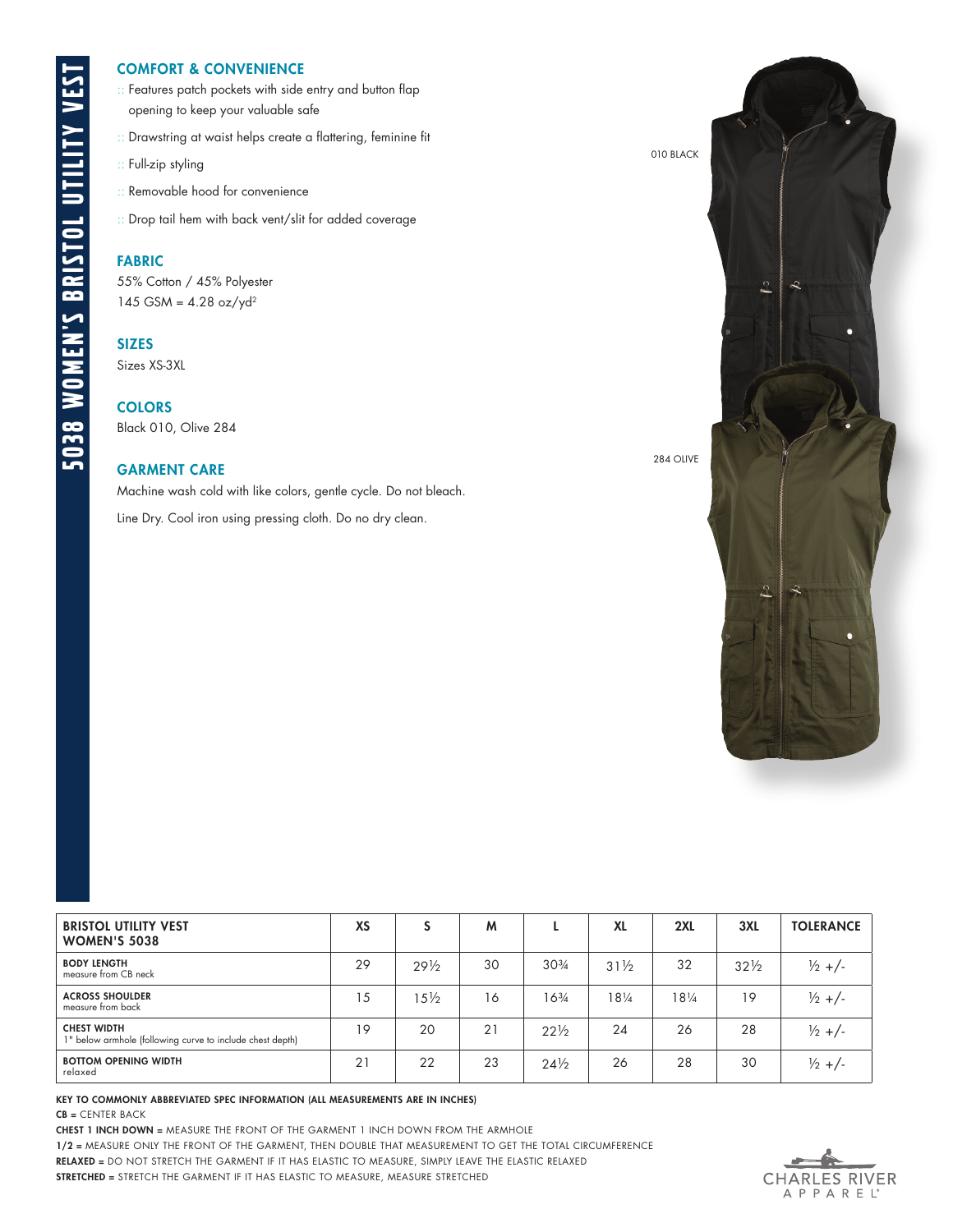# 5038 WOMEN'S BRISTOL UTILITY VEST

## COMFORT & CONVENIENCE

:: Features patch pockets with side entry and button flap opening to keep your valuable safe

:: Drawstring at waist helps create a flattering, feminine fit

:: Full-zip styling

:: Removable hood for convenience

:: Drop tail hem with back vent/slit for added coverage

## FABRIC

55% Cotton / 45% Polyester
145 GSM = 4.28 oz/yd[2]

## SIZES

Sizes XS-3XL

## COLORS

Black 010, Olive 284

## GARMENT CARE

Machine wash cold with like colors, gentle cycle. Do not bleach.

Line Dry. Cool iron using pressing cloth. Do no dry clean.

010 BLACK

284 OLIVE

| BRISTOL UTILITY VEST WOMEN'S 5038 | XS | S | M | L | XL | 2XL | 3XL | TOLERANCE |
|---|---|---|---|---|---|---|---|---|
| **BODY LENGTH** measure from CB neck | 29 | 29½ | 30 | 30¾ | 31½ | 32 | 32½ | ½ +/- |
| **ACROSS SHOULDER** measure from back | 15 | 15½ | 16 | 16¾ | 18¼ | 18¼ | 19 | ½ +/- |
| **CHEST WIDTH** 1" below armhole (following curve to include chest depth) | 19 | 20 | 21 | 22½ | 24 | 26 | 28 | ½ +/- |
| **BOTTOM OPENING WIDTH** relaxed | 21 | 22 | 23 | 24½ | 26 | 28 | 30 | ½ +/- |

**KEY TO COMMONLY ABBREVIATED SPEC INFORMATION (ALL MEASUREMENTS ARE IN INCHES)**

**CB =** CENTER BACK

**CHEST 1 INCH DOWN =** MEASURE THE FRONT OF THE GARMENT 1 INCH DOWN FROM THE ARMHOLE

**1/2 =** MEASURE ONLY THE FRONT OF THE GARMENT, THEN DOUBLE THAT MEASUREMENT TO GET THE TOTAL CIRCUMFERENCE

**RELAXED =** DO NOT STRETCH THE GARMENT IF IT HAS ELASTIC TO MEASURE, SIMPLY LEAVE THE ELASTIC RELAXED

**STRETCHED =** STRETCH THE GARMENT IF IT HAS ELASTIC TO MEASURE, MEASURE STRETCHED

CHARLES RIVER APPAREL®